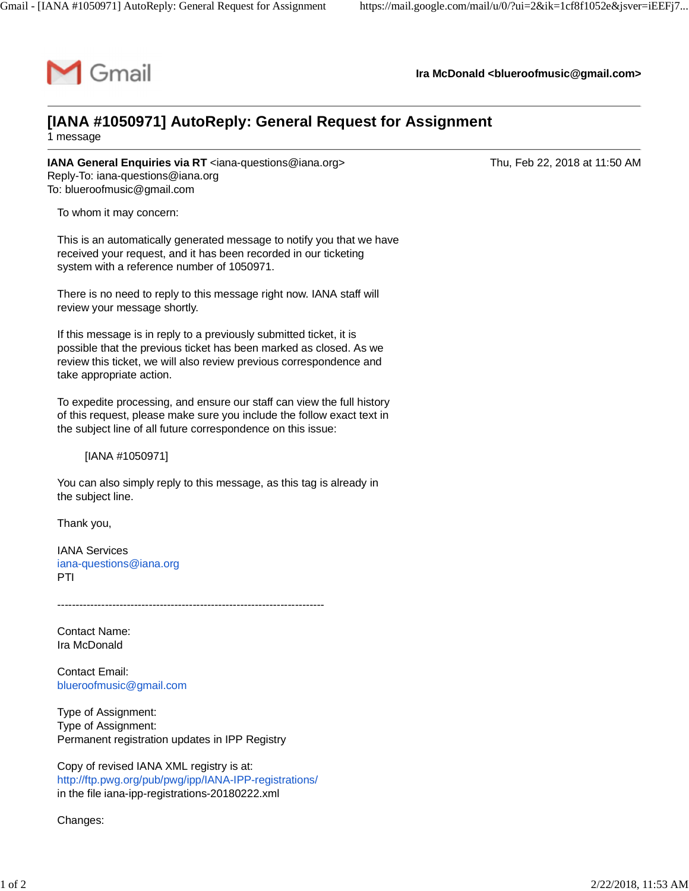Gmail **Ira McDonald <blueroofmusic@gmail.com>**

---

# [IANA #1050971] AutoReply: General Request for Assignment

1 message

---

**IANA General Enquiries via RT** <iana-questions@iana.org> Thu, Feb 22, 2018 at 11:50 AM
Reply-To: iana-questions@iana.org
To: blueroofmusic@gmail.com

To whom it may concern:

This is an automatically generated message to notify you that we have received your request, and it has been recorded in our ticketing system with a reference number of 1050971.

There is no need to reply to this message right now. IANA staff will review your message shortly.

If this message is in reply to a previously submitted ticket, it is possible that the previous ticket has been marked as closed. As we review this ticket, we will also review previous correspondence and take appropriate action.

To expedite processing, and ensure our staff can view the full history of this request, please make sure you include the follow exact text in the subject line of all future correspondence on this issue:

    [IANA #1050971]

You can also simply reply to this message, as this tag is already in the subject line.

Thank you,

IANA Services
iana-questions@iana.org
PTI

-------------------------------------------------------------------------

Contact Name:
Ira McDonald

Contact Email:
blueroofmusic@gmail.com

Type of Assignment:
Type of Assignment:
Permanent registration updates in IPP Registry

Copy of revised IANA XML registry is at:
http://ftp.pwg.org/pub/pwg/ipp/IANA-IPP-registrations/
in the file iana-ipp-registrations-20180222.xml

Changes: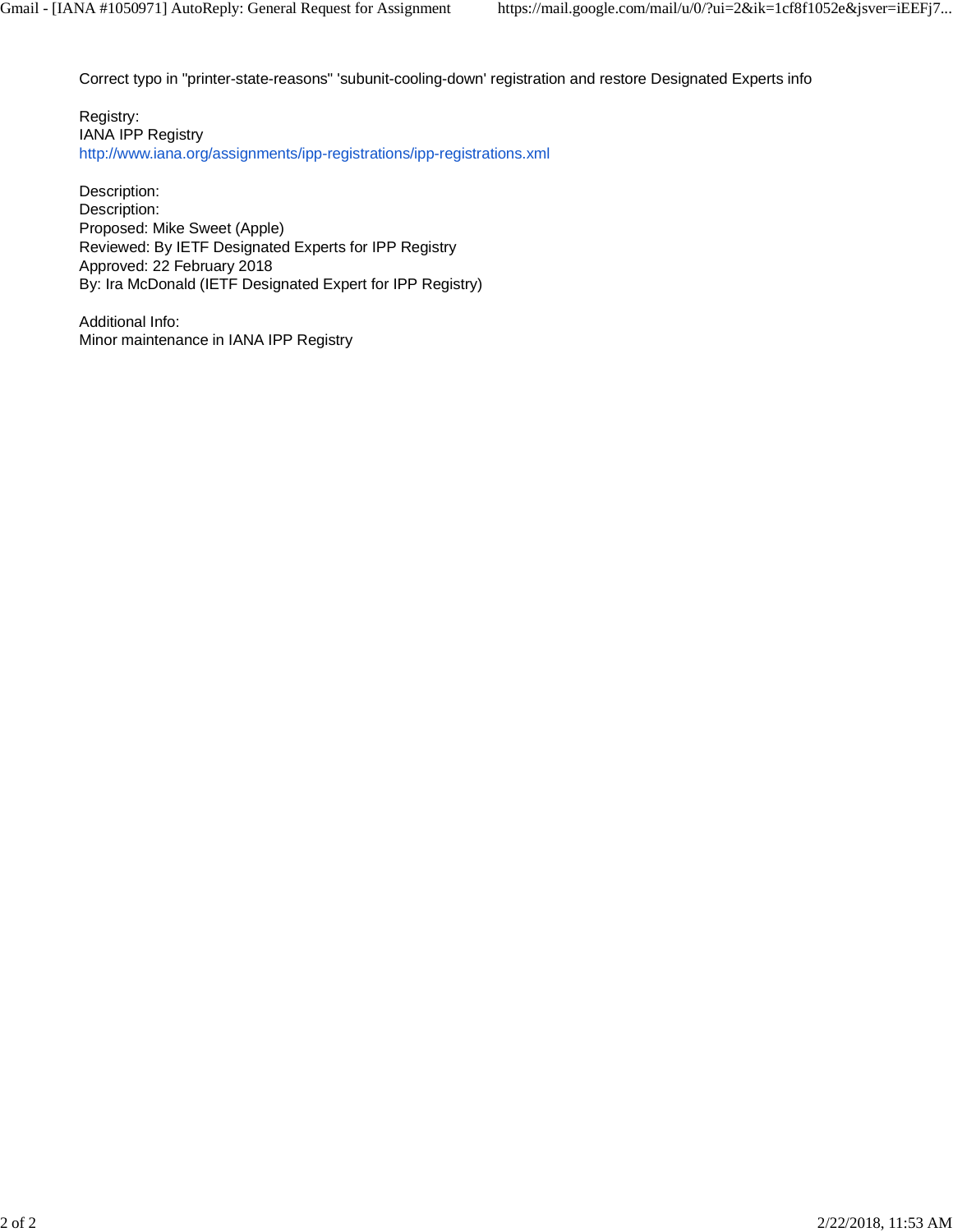Correct typo in "printer-state-reasons" 'subunit-cooling-down' registration and restore Designated Experts info

Registry:
IANA IPP Registry
http://www.iana.org/assignments/ipp-registrations/ipp-registrations.xml

Description:
Description:
Proposed: Mike Sweet (Apple)
Reviewed: By IETF Designated Experts for IPP Registry
Approved: 22 February 2018
By: Ira McDonald (IETF Designated Expert for IPP Registry)

Additional Info:
Minor maintenance in IANA IPP Registry